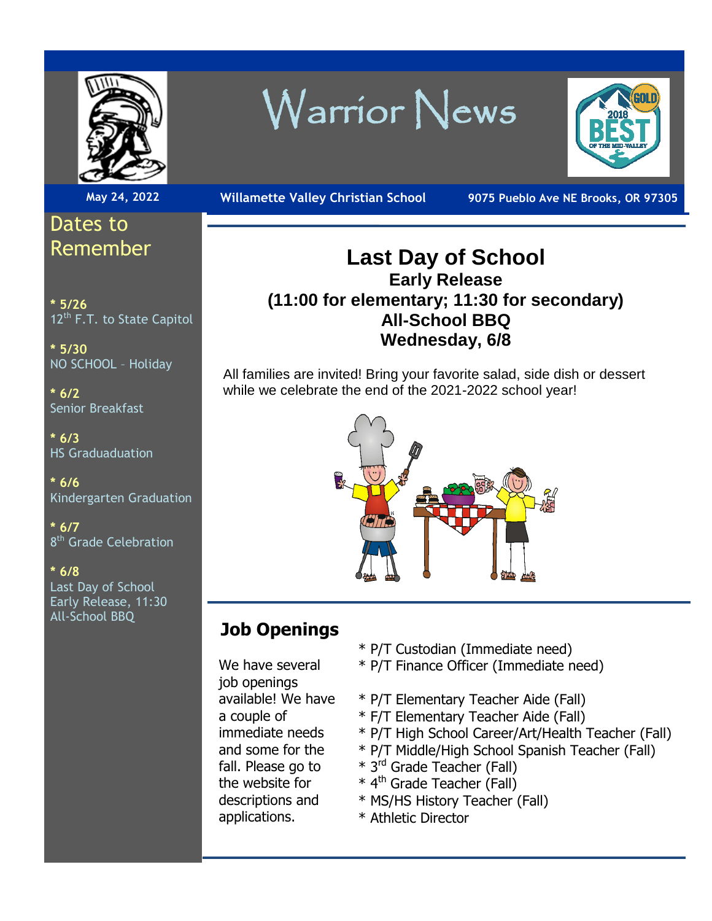# Warrior News

May 24, 2022 | Willamette Valley Christian School | 9075 Pueblo Ave NE Brooks, OR 97305

## Dates to Remember

**\* 5/26**
12th F.T. to State Capitol

**\* 5/30**
NO SCHOOL – Holiday

**\* 6/2**
Senior Breakfast

**\* 6/3**
HS Graduaduation

**\* 6/6**
Kindergarten Graduation

**\* 6/7**
8th Grade Celebration

**\* 6/8**
Last Day of School
Early Release, 11:30
All-School BBQ

## Last Day of School

**Early Release**
**(11:00 for elementary; 11:30 for secondary)**
**All-School BBQ**
**Wednesday, 6/8**

All families are invited! Bring your favorite salad, side dish or dessert while we celebrate the end of the 2021-2022 school year!

## Job Openings

We have several job openings available! We have a couple of immediate needs and some for the fall. Please go to the website for descriptions and applications.

* P/T Custodian (Immediate need)
* P/T Finance Officer (Immediate need)

* P/T Elementary Teacher Aide (Fall)
* F/T Elementary Teacher Aide (Fall)
* P/T High School Career/Art/Health Teacher (Fall)
* P/T Middle/High School Spanish Teacher (Fall)
* 3rd Grade Teacher (Fall)
* 4th Grade Teacher (Fall)
* MS/HS History Teacher (Fall)
* Athletic Director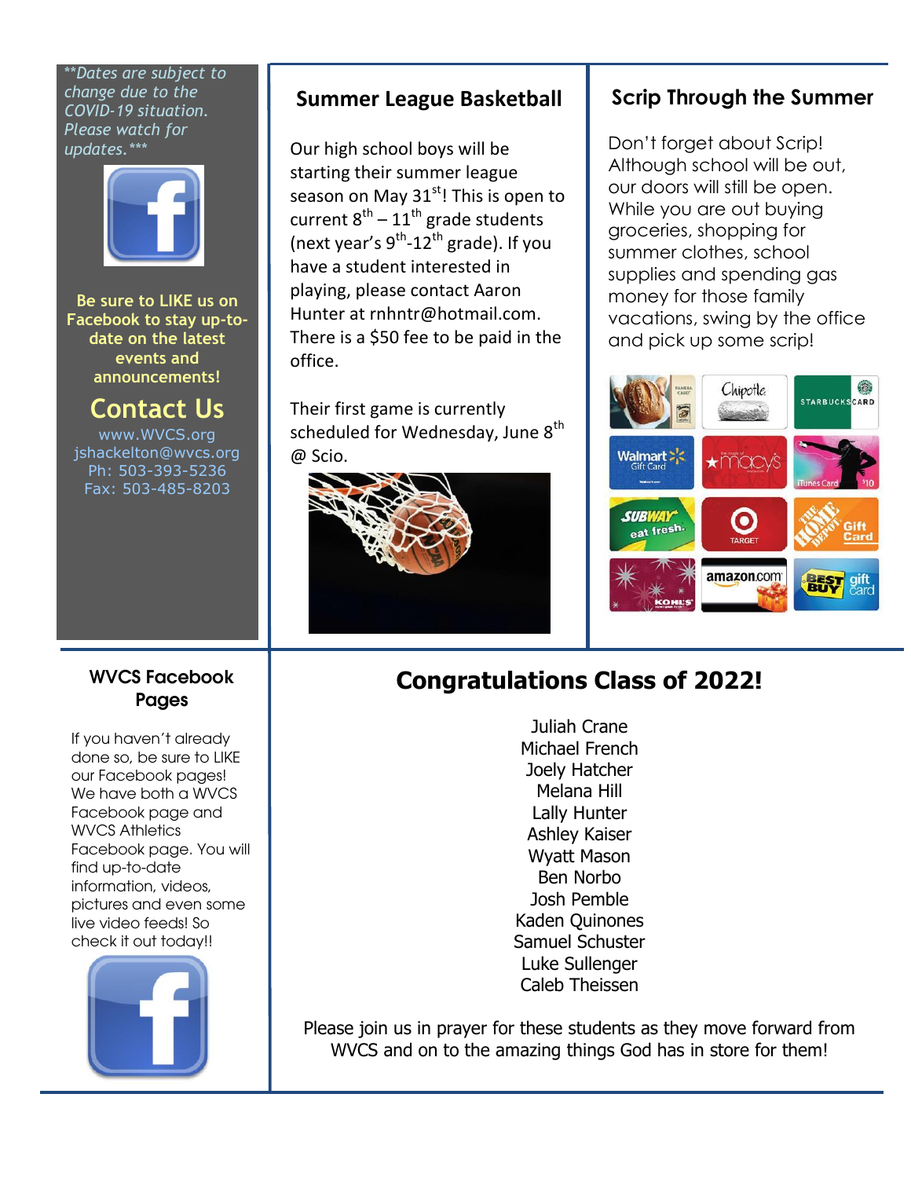*\*\*Dates are subject to change due to the COVID-19 situation. Please watch for updates.\*\*\**

**Be sure to LIKE us on Facebook to stay up-to-date on the latest events and announcements!**

## Contact Us

www.WVCS.org
jshackelton@wvcs.org
Ph: 503-393-5236
Fax: 503-485-8203

## Summer League Basketball

Our high school boys will be starting their summer league season on May 31st! This is open to current 8th – 11th grade students (next year's 9th-12th grade). If you have a student interested in playing, please contact Aaron Hunter at rnhntr@hotmail.com. There is a $50 fee to be paid in the office.

Their first game is currently scheduled for Wednesday, June 8th @ Scio.

## Scrip Through the Summer

Don't forget about Scrip! Although school will be out, our doors will still be open. While you are out buying groceries, shopping for summer clothes, school supplies and spending gas money for those family vacations, swing by the office and pick up some scrip!

## WVCS Facebook Pages

If you haven't already done so, be sure to LIKE our Facebook pages! We have both a WVCS Facebook page and WVCS Athletics Facebook page. You will find up-to-date information, videos, pictures and even some live video feeds! So check it out today!!

## Congratulations Class of 2022!

Juliah Crane
Michael French
Joely Hatcher
Melana Hill
Lally Hunter
Ashley Kaiser
Wyatt Mason
Ben Norbo
Josh Pemble
Kaden Quinones
Samuel Schuster
Luke Sullenger
Caleb Theissen

Please join us in prayer for these students as they move forward from WVCS and on to the amazing things God has in store for them!